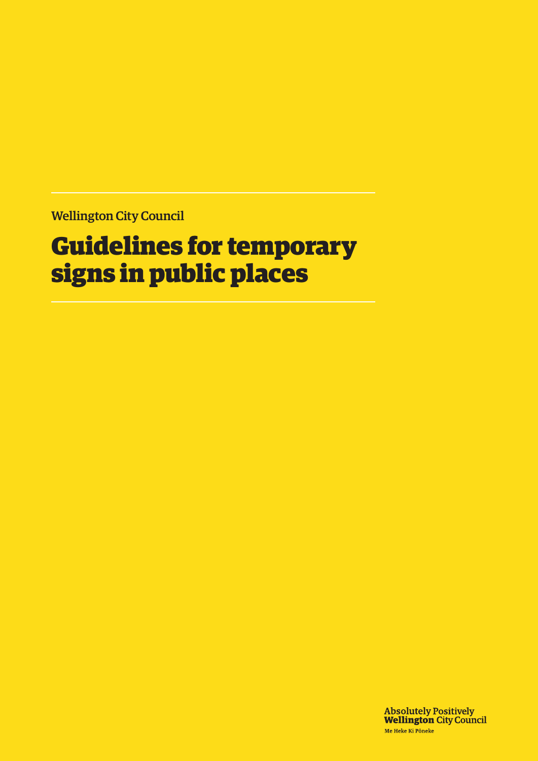Wellington City Council

# Guidelines for temporary signs in public places

**Absolutely Positively**
**Wellington** City Council
Me Heke Ki Pōneke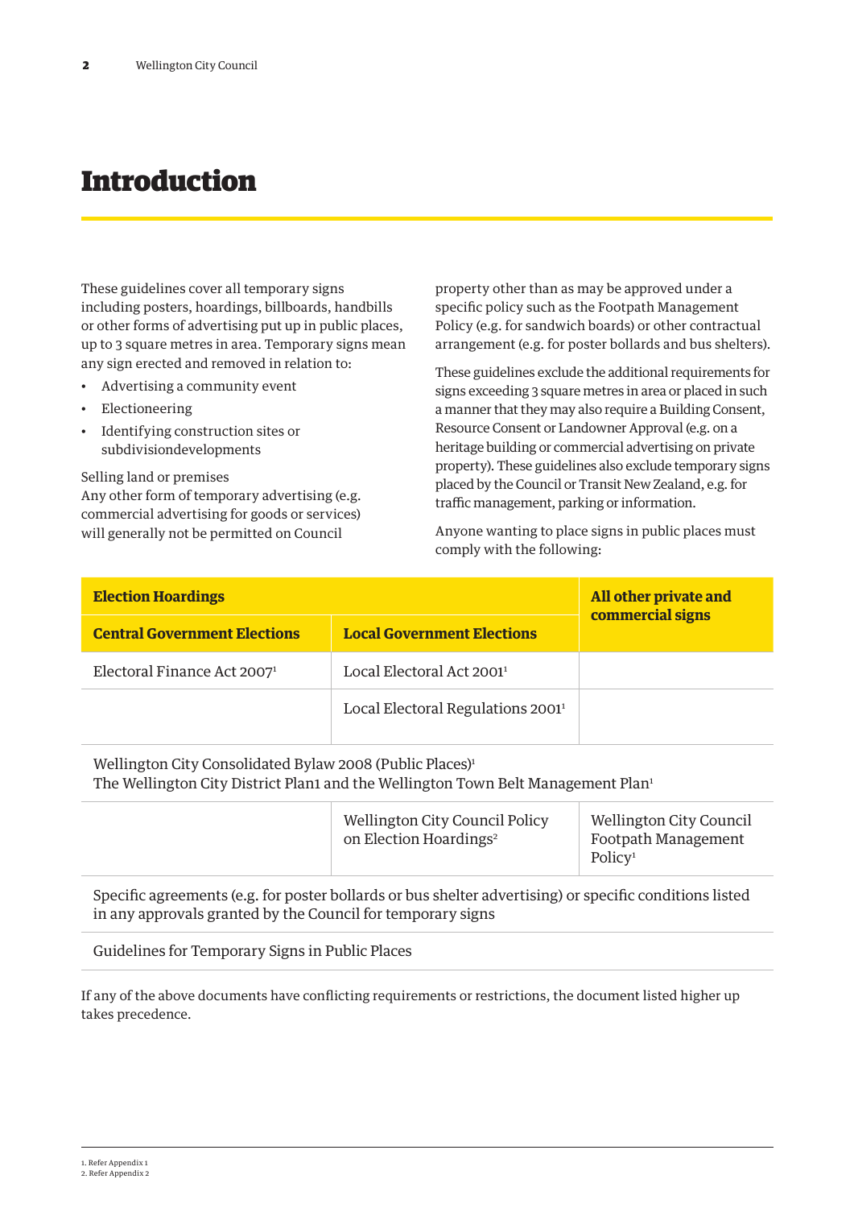# Introduction

These guidelines cover all temporary signs including posters, hoardings, billboards, handbills or other forms of advertising put up in public places, up to 3 square metres in area. Temporary signs mean any sign erected and removed in relation to:

- Advertising a community event
- Electioneering
- Identifying construction sites or subdivisiondevelopments

Selling land or premises
Any other form of temporary advertising (e.g. commercial advertising for goods or services) will generally not be permitted on Council property other than as may be approved under a specific policy such as the Footpath Management Policy (e.g. for sandwich boards) or other contractual arrangement (e.g. for poster bollards and bus shelters).

These guidelines exclude the additional requirements for signs exceeding 3 square metres in area or placed in such a manner that they may also require a Building Consent, Resource Consent or Landowner Approval (e.g. on a heritage building or commercial advertising on private property). These guidelines also exclude temporary signs placed by the Council or Transit New Zealand, e.g. for traffic management, parking or information.

Anyone wanting to place signs in public places must comply with the following:

| **Election Hoardings** | | **All other private and commercial signs** |
|---|---|---|
| **Central Government Elections** | **Local Government Elections** | |
| Electoral Finance Act 2007[1] | Local Electoral Act 2001[1] | |
| | Local Electoral Regulations 2001[1] | |
| Wellington City Consolidated Bylaw 2008 (Public Places)[1]<br>The Wellington City District Plan1 and the Wellington Town Belt Management Plan[1] | | |
| | Wellington City Council Policy on Election Hoardings[2] | Wellington City Council Footpath Management Policy[1] |
| Specific agreements (e.g. for poster bollards or bus shelter advertising) or specific conditions listed in any approvals granted by the Council for temporary signs | | |
| Guidelines for Temporary Signs in Public Places | | |

If any of the above documents have conflicting requirements or restrictions, the document listed higher up takes precedence.

1. Refer Appendix 1
2. Refer Appendix 2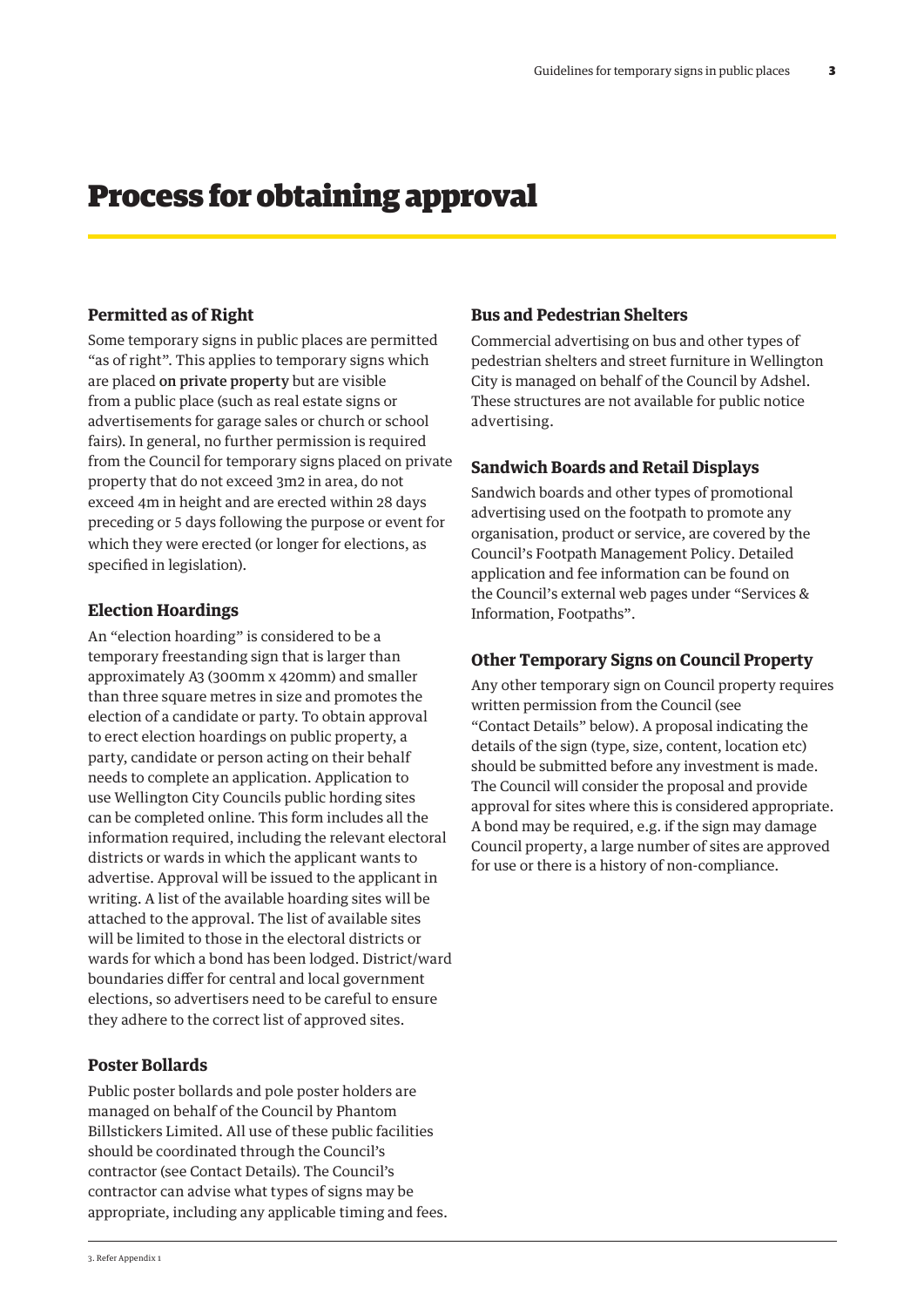# Process for obtaining approval

### Permitted as of Right

Some temporary signs in public places are permitted "as of right". This applies to temporary signs which are placed **on private property** but are visible from a public place (such as real estate signs or advertisements for garage sales or church or school fairs). In general, no further permission is required from the Council for temporary signs placed on private property that do not exceed 3m2 in area, do not exceed 4m in height and are erected within 28 days preceding or 5 days following the purpose or event for which they were erected (or longer for elections, as specified in legislation).

### Election Hoardings

An "election hoarding" is considered to be a temporary freestanding sign that is larger than approximately A3 (300mm x 420mm) and smaller than three square metres in size and promotes the election of a candidate or party. To obtain approval to erect election hoardings on public property, a party, candidate or person acting on their behalf needs to complete an application. Application to use Wellington City Councils public hording sites can be completed online. This form includes all the information required, including the relevant electoral districts or wards in which the applicant wants to advertise. Approval will be issued to the applicant in writing. A list of the available hoarding sites will be attached to the approval. The list of available sites will be limited to those in the electoral districts or wards for which a bond has been lodged. District/ward boundaries differ for central and local government elections, so advertisers need to be careful to ensure they adhere to the correct list of approved sites.

### Poster Bollards

Public poster bollards and pole poster holders are managed on behalf of the Council by Phantom Billstickers Limited. All use of these public facilities should be coordinated through the Council's contractor (see Contact Details). The Council's contractor can advise what types of signs may be appropriate, including any applicable timing and fees.

### Bus and Pedestrian Shelters

Commercial advertising on bus and other types of pedestrian shelters and street furniture in Wellington City is managed on behalf of the Council by Adshel. These structures are not available for public notice advertising.

### Sandwich Boards and Retail Displays

Sandwich boards and other types of promotional advertising used on the footpath to promote any organisation, product or service, are covered by the Council's Footpath Management Policy. Detailed application and fee information can be found on the Council's external web pages under "Services & Information, Footpaths".

### Other Temporary Signs on Council Property

Any other temporary sign on Council property requires written permission from the Council (see "Contact Details" below). A proposal indicating the details of the sign (type, size, content, location etc) should be submitted before any investment is made. The Council will consider the proposal and provide approval for sites where this is considered appropriate. A bond may be required, e.g. if the sign may damage Council property, a large number of sites are approved for use or there is a history of non-compliance.

3. Refer Appendix 1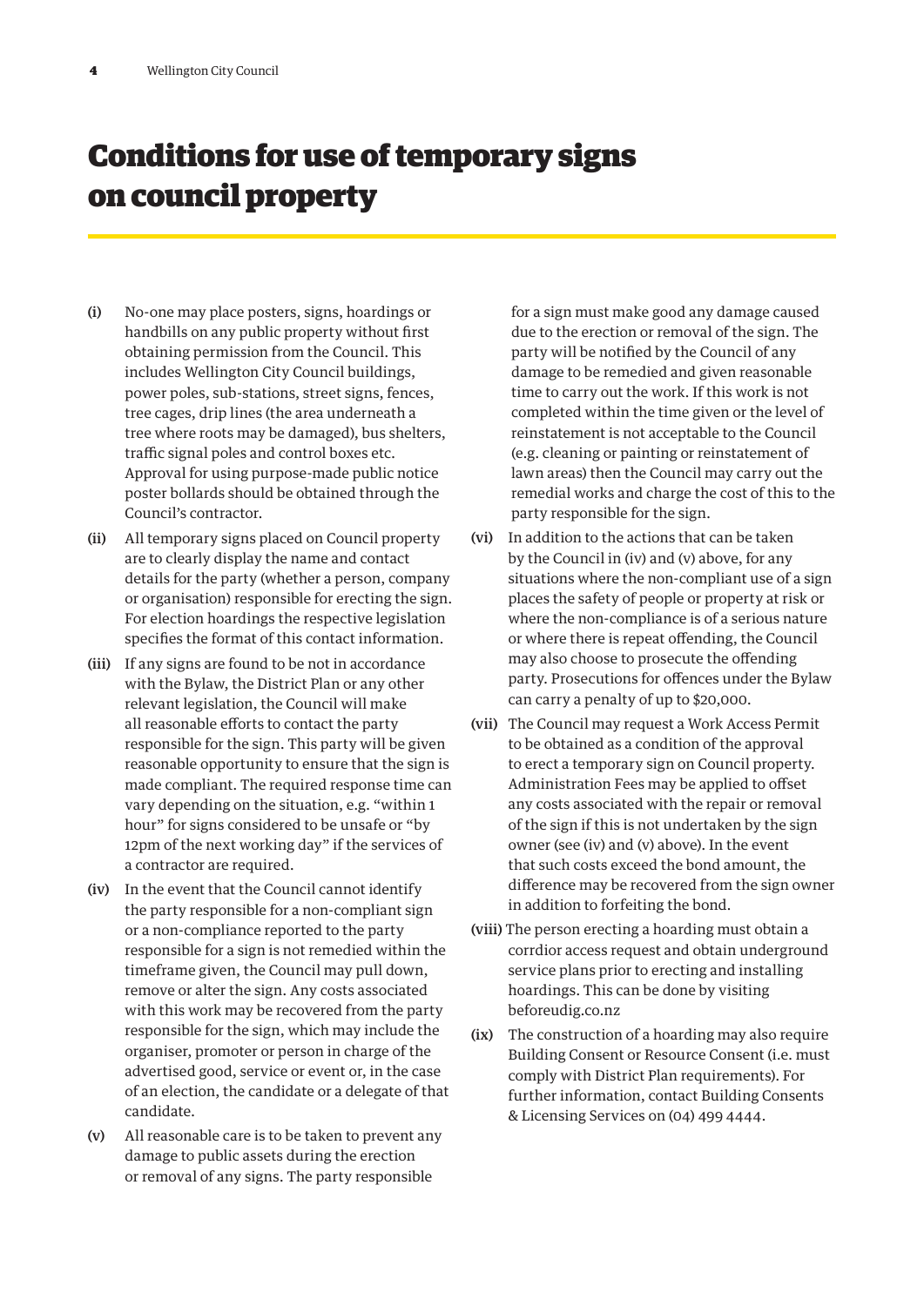# Conditions for use of temporary signs on council property

**(i)** No-one may place posters, signs, hoardings or handbills on any public property without first obtaining permission from the Council. This includes Wellington City Council buildings, power poles, sub-stations, street signs, fences, tree cages, drip lines (the area underneath a tree where roots may be damaged), bus shelters, traffic signal poles and control boxes etc. Approval for using purpose-made public notice poster bollards should be obtained through the Council's contractor.

**(ii)** All temporary signs placed on Council property are to clearly display the name and contact details for the party (whether a person, company or organisation) responsible for erecting the sign. For election hoardings the respective legislation specifies the format of this contact information.

**(iii)** If any signs are found to be not in accordance with the Bylaw, the District Plan or any other relevant legislation, the Council will make all reasonable efforts to contact the party responsible for the sign. This party will be given reasonable opportunity to ensure that the sign is made compliant. The required response time can vary depending on the situation, e.g. "within 1 hour" for signs considered to be unsafe or "by 12pm of the next working day" if the services of a contractor are required.

**(iv)** In the event that the Council cannot identify the party responsible for a non-compliant sign or a non-compliance reported to the party responsible for a sign is not remedied within the timeframe given, the Council may pull down, remove or alter the sign. Any costs associated with this work may be recovered from the party responsible for the sign, which may include the organiser, promoter or person in charge of the advertised good, service or event or, in the case of an election, the candidate or a delegate of that candidate.

**(v)** All reasonable care is to be taken to prevent any damage to public assets during the erection or removal of any signs. The party responsible for a sign must make good any damage caused due to the erection or removal of the sign. The party will be notified by the Council of any damage to be remedied and given reasonable time to carry out the work. If this work is not completed within the time given or the level of reinstatement is not acceptable to the Council (e.g. cleaning or painting or reinstatement of lawn areas) then the Council may carry out the remedial works and charge the cost of this to the party responsible for the sign.

**(vi)** In addition to the actions that can be taken by the Council in (iv) and (v) above, for any situations where the non-compliant use of a sign places the safety of people or property at risk or where the non-compliance is of a serious nature or where there is repeat offending, the Council may also choose to prosecute the offending party. Prosecutions for offences under the Bylaw can carry a penalty of up to $20,000.

**(vii)** The Council may request a Work Access Permit to be obtained as a condition of the approval to erect a temporary sign on Council property. Administration Fees may be applied to offset any costs associated with the repair or removal of the sign if this is not undertaken by the sign owner (see (iv) and (v) above). In the event that such costs exceed the bond amount, the difference may be recovered from the sign owner in addition to forfeiting the bond.

**(viii)** The person erecting a hoarding must obtain a corrdior access request and obtain underground service plans prior to erecting and installing hoardings. This can be done by visiting beforeudig.co.nz

**(ix)** The construction of a hoarding may also require Building Consent or Resource Consent (i.e. must comply with District Plan requirements). For further information, contact Building Consents & Licensing Services on (04) 499 4444.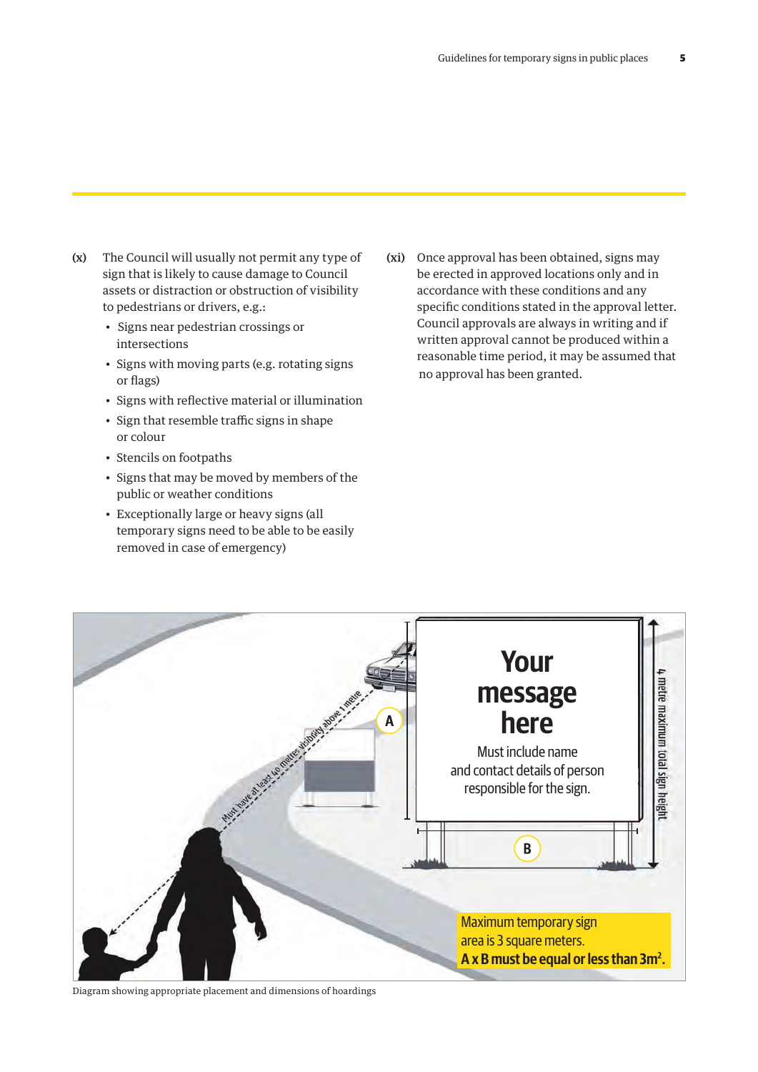**(x)** The Council will usually not permit any type of sign that is likely to cause damage to Council assets or distraction or obstruction of visibility to pedestrians or drivers, e.g.:

- Signs near pedestrian crossings or intersections
- Signs with moving parts (e.g. rotating signs or flags)
- Signs with reflective material or illumination
- Sign that resemble traffic signs in shape or colour
- Stencils on footpaths
- Signs that may be moved by members of the public or weather conditions
- Exceptionally large or heavy signs (all temporary signs need to be able to be easily removed in case of emergency)

**(xi)** Once approval has been obtained, signs may be erected in approved locations only and in accordance with these conditions and any specific conditions stated in the approval letter. Council approvals are always in writing and if written approval cannot be produced within a reasonable time period, it may be assumed that no approval has been granted.

Must have at least 40 metres visibility above 1 metre

**Your message here**

Must include name and contact details of person responsible for the sign.

4 metre maximum total sign height

Maximum temporary sign area is 3 square meters.
**A x B must be equal or less than 3m².**

Diagram showing appropriate placement and dimensions of hoardings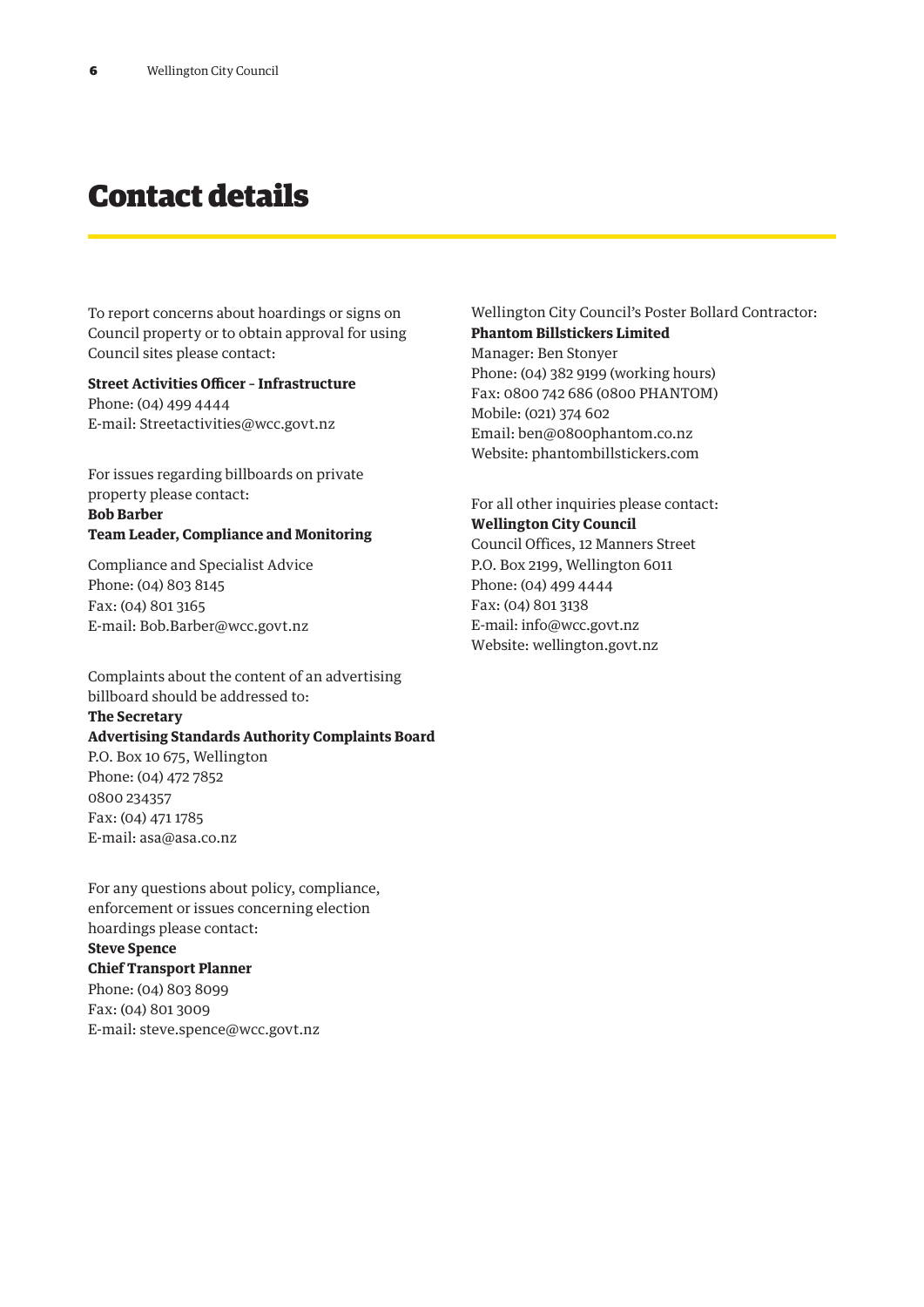# Contact details

To report concerns about hoardings or signs on Council property or to obtain approval for using Council sites please contact:

**Street Activities Officer – Infrastructure**
Phone: (04) 499 4444
E-mail: Streetactivities@wcc.govt.nz

For issues regarding billboards on private property please contact:
**Bob Barber**
**Team Leader, Compliance and Monitoring**

Compliance and Specialist Advice
Phone: (04) 803 8145
Fax: (04) 801 3165
E-mail: Bob.Barber@wcc.govt.nz

Complaints about the content of an advertising billboard should be addressed to:
**The Secretary**
**Advertising Standards Authority Complaints Board**
P.O. Box 10 675, Wellington
Phone: (04) 472 7852
0800 234357
Fax: (04) 471 1785
E-mail: asa@asa.co.nz

For any questions about policy, compliance, enforcement or issues concerning election hoardings please contact:
**Steve Spence**
**Chief Transport Planner**
Phone: (04) 803 8099
Fax: (04) 801 3009
E-mail: steve.spence@wcc.govt.nz

Wellington City Council's Poster Bollard Contractor:
**Phantom Billstickers Limited**
Manager: Ben Stonyer
Phone: (04) 382 9199 (working hours)
Fax: 0800 742 686 (0800 PHANTOM)
Mobile: (021) 374 602
Email: ben@0800phantom.co.nz
Website: phantombillstickers.com

For all other inquiries please contact:
**Wellington City Council**
Council Offices, 12 Manners Street
P.O. Box 2199, Wellington 6011
Phone: (04) 499 4444
Fax: (04) 801 3138
E-mail: info@wcc.govt.nz
Website: wellington.govt.nz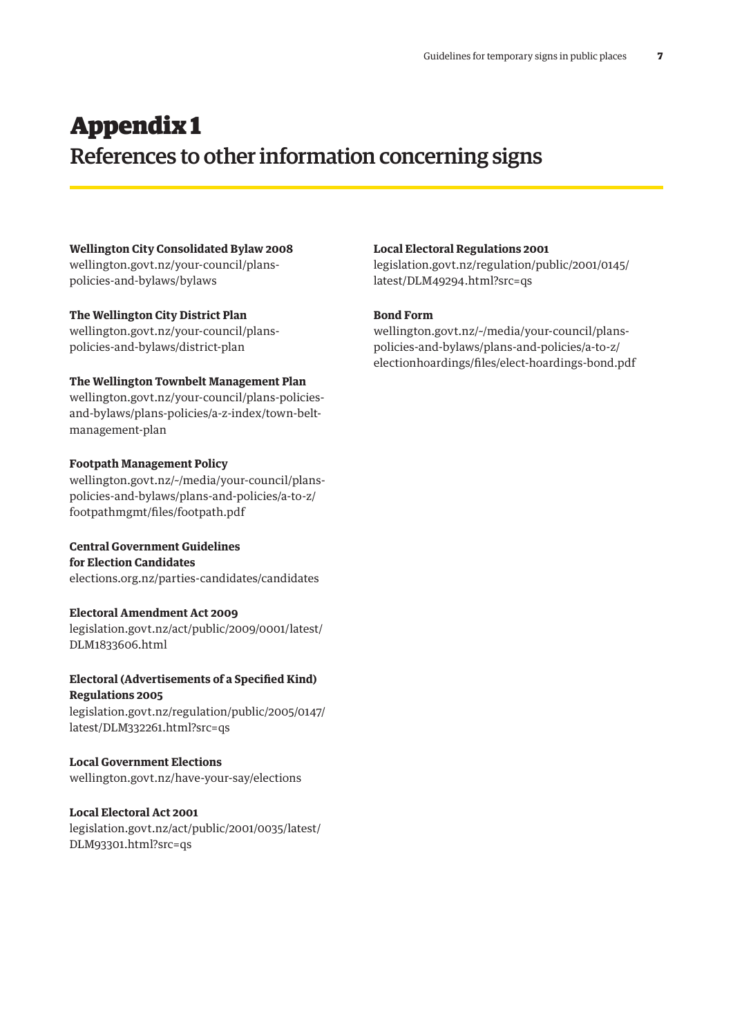# Appendix 1

## References to other information concerning signs

**Wellington City Consolidated Bylaw 2008**
wellington.govt.nz/your-council/plans-policies-and-bylaws/bylaws

**The Wellington City District Plan**
wellington.govt.nz/your-council/plans-policies-and-bylaws/district-plan

**The Wellington Townbelt Management Plan**
wellington.govt.nz/your-council/plans-policies-and-bylaws/plans-policies/a-z-index/town-belt-management-plan

**Footpath Management Policy**
wellington.govt.nz/~/media/your-council/plans-policies-and-bylaws/plans-and-policies/a-to-z/footpathmgmt/files/footpath.pdf

**Central Government Guidelines for Election Candidates**
elections.org.nz/parties-candidates/candidates

**Electoral Amendment Act 2009**
legislation.govt.nz/act/public/2009/0001/latest/DLM1833606.html

**Electoral (Advertisements of a Specified Kind) Regulations 2005**
legislation.govt.nz/regulation/public/2005/0147/latest/DLM332261.html?src=qs

**Local Government Elections**
wellington.govt.nz/have-your-say/elections

**Local Electoral Act 2001**
legislation.govt.nz/act/public/2001/0035/latest/DLM93301.html?src=qs

**Local Electoral Regulations 2001**
legislation.govt.nz/regulation/public/2001/0145/latest/DLM49294.html?src=qs

**Bond Form**
wellington.govt.nz/~/media/your-council/plans-policies-and-bylaws/plans-and-policies/a-to-z/electionhoardings/files/elect-hoardings-bond.pdf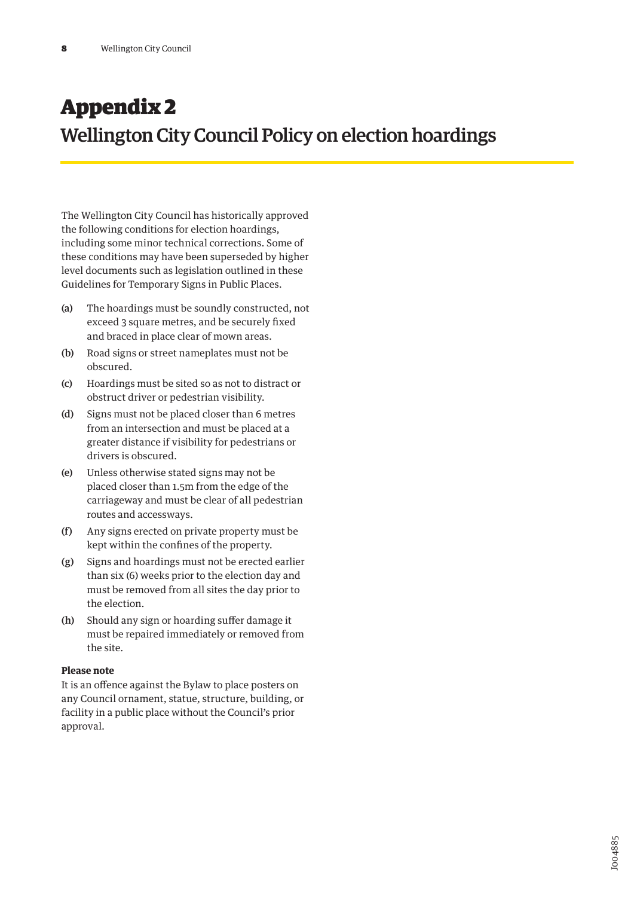# Appendix 2

## Wellington City Council Policy on election hoardings

The Wellington City Council has historically approved the following conditions for election hoardings, including some minor technical corrections. Some of these conditions may have been superseded by higher level documents such as legislation outlined in these Guidelines for Temporary Signs in Public Places.

- **(a)** The hoardings must be soundly constructed, not exceed 3 square metres, and be securely fixed and braced in place clear of mown areas.
- **(b)** Road signs or street nameplates must not be obscured.
- **(c)** Hoardings must be sited so as not to distract or obstruct driver or pedestrian visibility.
- **(d)** Signs must not be placed closer than 6 metres from an intersection and must be placed at a greater distance if visibility for pedestrians or drivers is obscured.
- **(e)** Unless otherwise stated signs may not be placed closer than 1.5m from the edge of the carriageway and must be clear of all pedestrian routes and accessways.
- **(f)** Any signs erected on private property must be kept within the confines of the property.
- **(g)** Signs and hoardings must not be erected earlier than six (6) weeks prior to the election day and must be removed from all sites the day prior to the election.
- **(h)** Should any sign or hoarding suffer damage it must be repaired immediately or removed from the site.

**Please note**

It is an offence against the Bylaw to place posters on any Council ornament, statue, structure, building, or facility in a public place without the Council's prior approval.

J004885